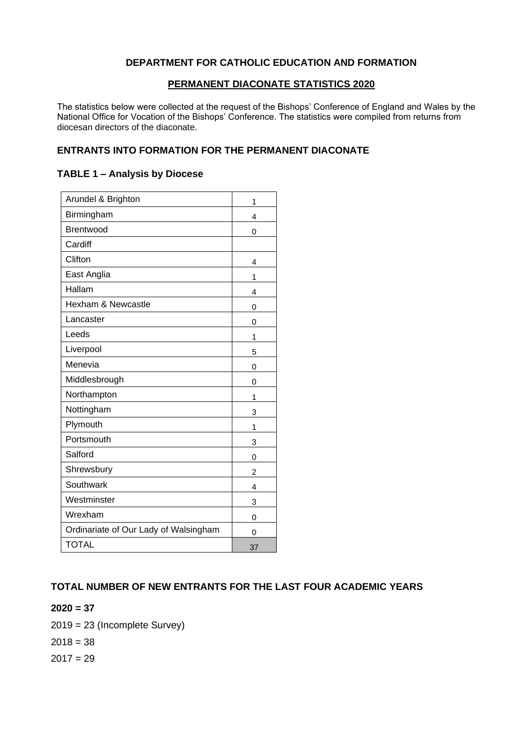**DEPARTMENT FOR CATHOLIC EDUCATION AND FORMATION**

**PERMANENT DIACONATE STATISTICS 2020**

The statistics below were collected at the request of the Bishops' Conference of England and Wales by the National Office for Vocation of the Bishops' Conference. The statistics were compiled from returns from diocesan directors of the diaconate.

## ENTRANTS INTO FORMATION FOR THE PERMANENT DIACONATE

### TABLE 1 – Analysis by Diocese

| Diocese | Entrants |
|---|---|
| Arundel & Brighton | 1 |
| Birmingham | 4 |
| Brentwood | 0 |
| Cardiff | |
| Clifton | 4 |
| East Anglia | 1 |
| Hallam | 4 |
| Hexham & Newcastle | 0 |
| Lancaster | 0 |
| Leeds | 1 |
| Liverpool | 5 |
| Menevia | 0 |
| Middlesbrough | 0 |
| Northampton | 1 |
| Nottingham | 3 |
| Plymouth | 1 |
| Portsmouth | 3 |
| Salford | 0 |
| Shrewsbury | 2 |
| Southwark | 4 |
| Westminster | 3 |
| Wrexham | 0 |
| Ordinariate of Our Lady of Walsingham | 0 |
| TOTAL | 37 |

## TOTAL NUMBER OF NEW ENTRANTS FOR THE LAST FOUR ACADEMIC YEARS

**2020 = 37**

2019 = 23 (Incomplete Survey)

2018 = 38

2017 = 29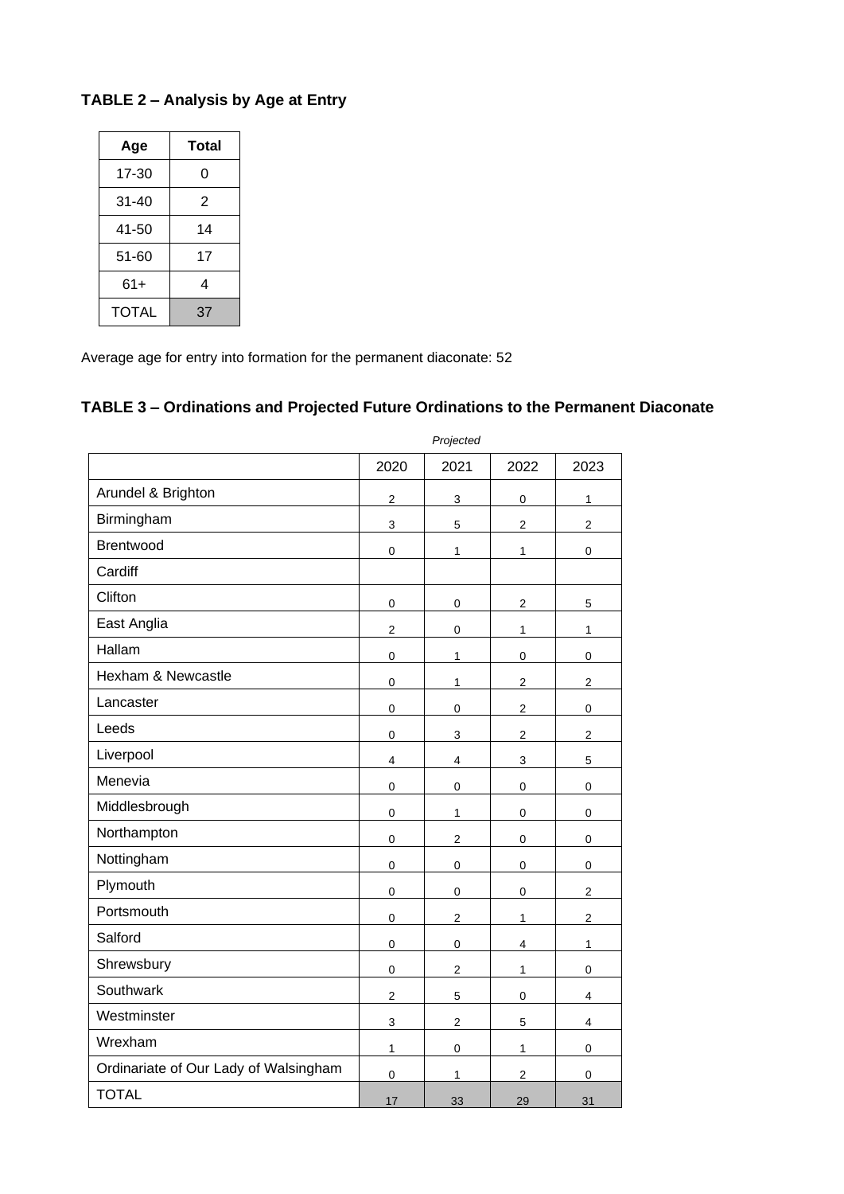### TABLE 2 – Analysis by Age at Entry

| Age | Total |
|---|---|
| 17-30 | 0 |
| 31-40 | 2 |
| 41-50 | 14 |
| 51-60 | 17 |
| 61+ | 4 |
| TOTAL | 37 |

Average age for entry into formation for the permanent diaconate: 52

### TABLE 3 – Ordinations and Projected Future Ordinations to the Permanent Diaconate

|  | 2020 | *Projected* 2021 | 2022 | 2023 |
|---|---|---|---|---|
| Arundel & Brighton | 2 | 3 | 0 | 1 |
| Birmingham | 3 | 5 | 2 | 2 |
| Brentwood | 0 | 1 | 1 | 0 |
| Cardiff |  |  |  |  |
| Clifton | 0 | 0 | 2 | 5 |
| East Anglia | 2 | 0 | 1 | 1 |
| Hallam | 0 | 1 | 0 | 0 |
| Hexham & Newcastle | 0 | 1 | 2 | 2 |
| Lancaster | 0 | 0 | 2 | 0 |
| Leeds | 0 | 3 | 2 | 2 |
| Liverpool | 4 | 4 | 3 | 5 |
| Menevia | 0 | 0 | 0 | 0 |
| Middlesbrough | 0 | 1 | 0 | 0 |
| Northampton | 0 | 2 | 0 | 0 |
| Nottingham | 0 | 0 | 0 | 0 |
| Plymouth | 0 | 0 | 0 | 2 |
| Portsmouth | 0 | 2 | 1 | 2 |
| Salford | 0 | 0 | 4 | 1 |
| Shrewsbury | 0 | 2 | 1 | 0 |
| Southwark | 2 | 5 | 0 | 4 |
| Westminster | 3 | 2 | 5 | 4 |
| Wrexham | 1 | 0 | 1 | 0 |
| Ordinariate of Our Lady of Walsingham | 0 | 1 | 2 | 0 |
| TOTAL | 17 | 33 | 29 | 31 |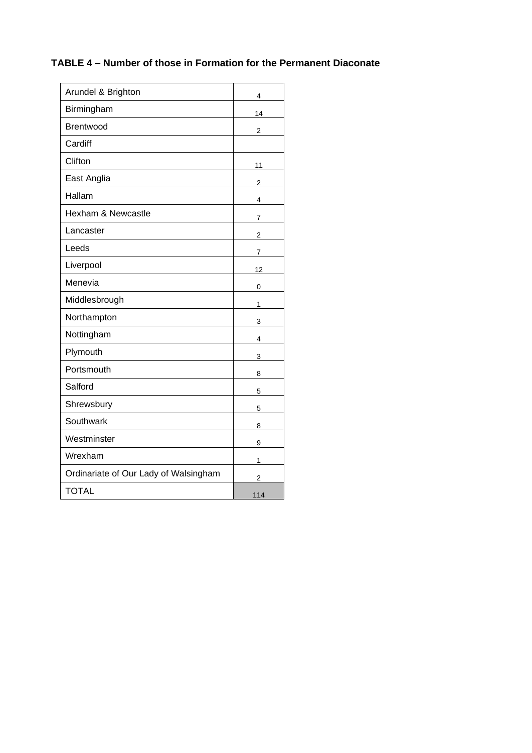**TABLE 4 – Number of those in Formation for the Permanent Diaconate**

| | |
|---|---|
| Arundel & Brighton | 4 |
| Birmingham | 14 |
| Brentwood | 2 |
| Cardiff | |
| Clifton | 11 |
| East Anglia | 2 |
| Hallam | 4 |
| Hexham & Newcastle | 7 |
| Lancaster | 2 |
| Leeds | 7 |
| Liverpool | 12 |
| Menevia | 0 |
| Middlesbrough | 1 |
| Northampton | 3 |
| Nottingham | 4 |
| Plymouth | 3 |
| Portsmouth | 8 |
| Salford | 5 |
| Shrewsbury | 5 |
| Southwark | 8 |
| Westminster | 9 |
| Wrexham | 1 |
| Ordinariate of Our Lady of Walsingham | 2 |
| TOTAL | 114 |